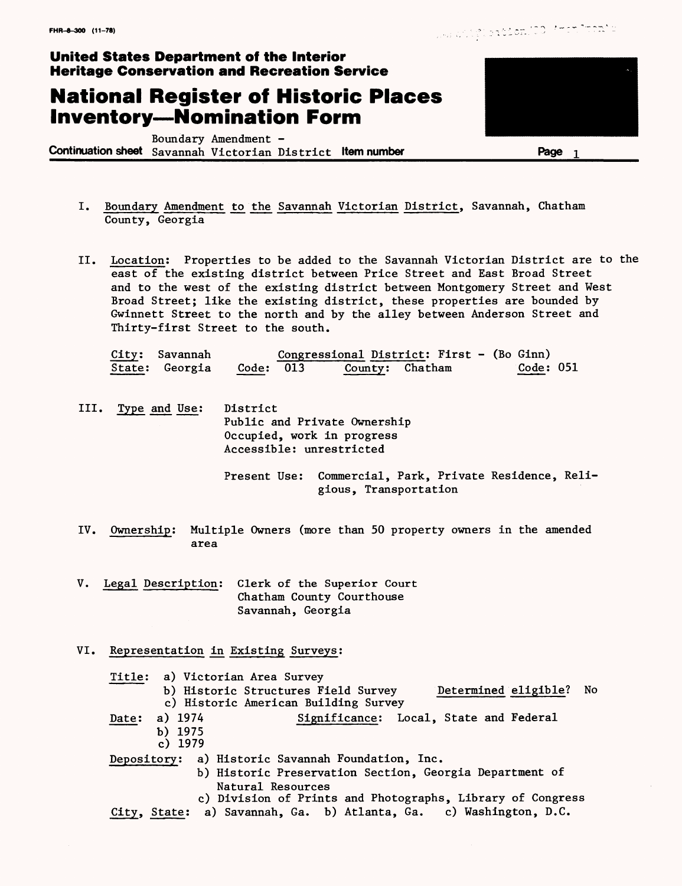FHR-8-300 (11-78)

**United States Department of the Interior**
**Heritage Conservation and Recreation Service**

# National Register of Historic Places Inventory—Nomination Form

**Continuation sheet** Boundary Amendment - Savannah Victorian District **Item number** **Page** 1

I. Boundary Amendment to the Savannah Victorian District, Savannah, Chatham County, Georgia

II. Location: Properties to be added to the Savannah Victorian District are to the east of the existing district between Price Street and East Broad Street and to the west of the existing district between Montgomery Street and West Broad Street; like the existing district, these properties are bounded by Gwinnett Street to the north and by the alley between Anderson Street and Thirty-first Street to the south.

City: Savannah    Congressional District: First - (Bo Ginn)
State: Georgia    Code: 013    County: Chatham    Code: 051

III. Type and Use: District
Public and Private Ownership
Occupied, work in progress
Accessible: unrestricted

Present Use: Commercial, Park, Private Residence, Religious, Transportation

IV. Ownership: Multiple Owners (more than 50 property owners in the amended area

V. Legal Description: Clerk of the Superior Court
Chatham County Courthouse
Savannah, Georgia

VI. Representation in Existing Surveys:

Title: a) Victorian Area Survey
b) Historic Structures Field Survey    Determined eligible? No
c) Historic American Building Survey

Date: a) 1974    Significance: Local, State and Federal
b) 1975
c) 1979

Depository: a) Historic Savannah Foundation, Inc.
b) Historic Preservation Section, Georgia Department of Natural Resources
c) Division of Prints and Photographs, Library of Congress

City, State: a) Savannah, Ga. b) Atlanta, Ga. c) Washington, D.C.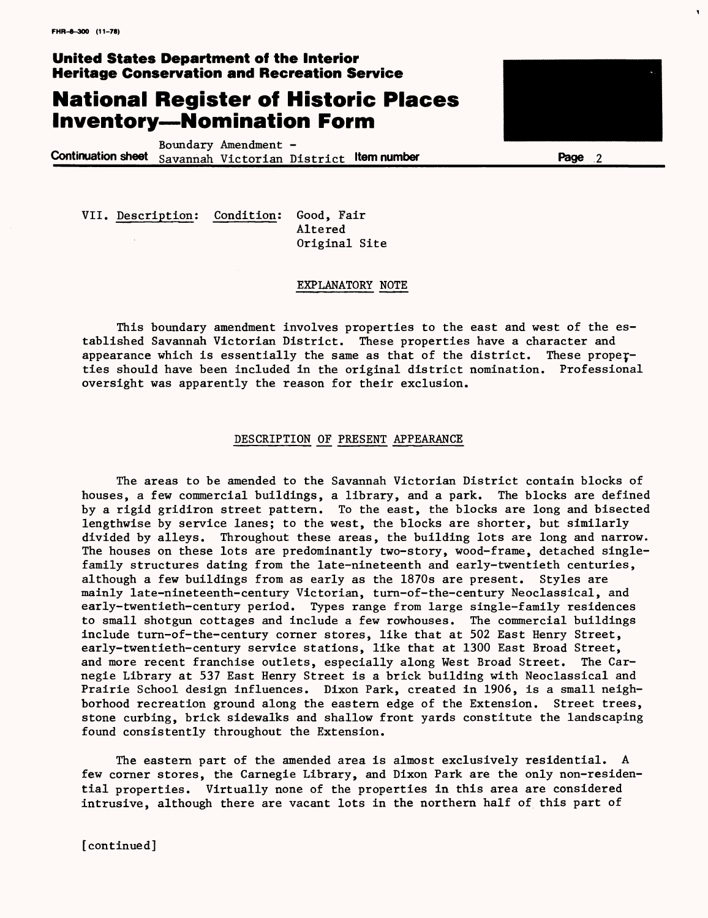FHR-8-300 (11-78)

**United States Department of the Interior**
**Heritage Conservation and Recreation Service**

# National Register of Historic Places Inventory—Nomination Form

**Continuation sheet** Boundary Amendment - Savannah Victorian District **Item number**

VII. Description: Condition: Good, Fair
Altered
Original Site

## EXPLANATORY NOTE

This boundary amendment involves properties to the east and west of the established Savannah Victorian District. These properties have a character and appearance which is essentially the same as that of the district. These properties should have been included in the original district nomination. Professional oversight was apparently the reason for their exclusion.

## DESCRIPTION OF PRESENT APPEARANCE

The areas to be amended to the Savannah Victorian District contain blocks of houses, a few commercial buildings, a library, and a park. The blocks are defined by a rigid gridiron street pattern. To the east, the blocks are long and bisected lengthwise by service lanes; to the west, the blocks are shorter, but similarly divided by alleys. Throughout these areas, the building lots are long and narrow. The houses on these lots are predominantly two-story, wood-frame, detached single-family structures dating from the late-nineteenth and early-twentieth centuries, although a few buildings from as early as the 1870s are present. Styles are mainly late-nineteenth-century Victorian, turn-of-the-century Neoclassical, and early-twentieth-century period. Types range from large single-family residences to small shotgun cottages and include a few rowhouses. The commercial buildings include turn-of-the-century corner stores, like that at 502 East Henry Street, early-twentieth-century service stations, like that at 1300 East Broad Street, and more recent franchise outlets, especially along West Broad Street. The Carnegie Library at 537 East Henry Street is a brick building with Neoclassical and Prairie School design influences. Dixon Park, created in 1906, is a small neighborhood recreation ground along the eastern edge of the Extension. Street trees, stone curbing, brick sidewalks and shallow front yards constitute the landscaping found consistently throughout the Extension.

The eastern part of the amended area is almost exclusively residential. A few corner stores, the Carnegie Library, and Dixon Park are the only non-residential properties. Virtually none of the properties in this area are considered intrusive, although there are vacant lots in the northern half of this part of

[continued]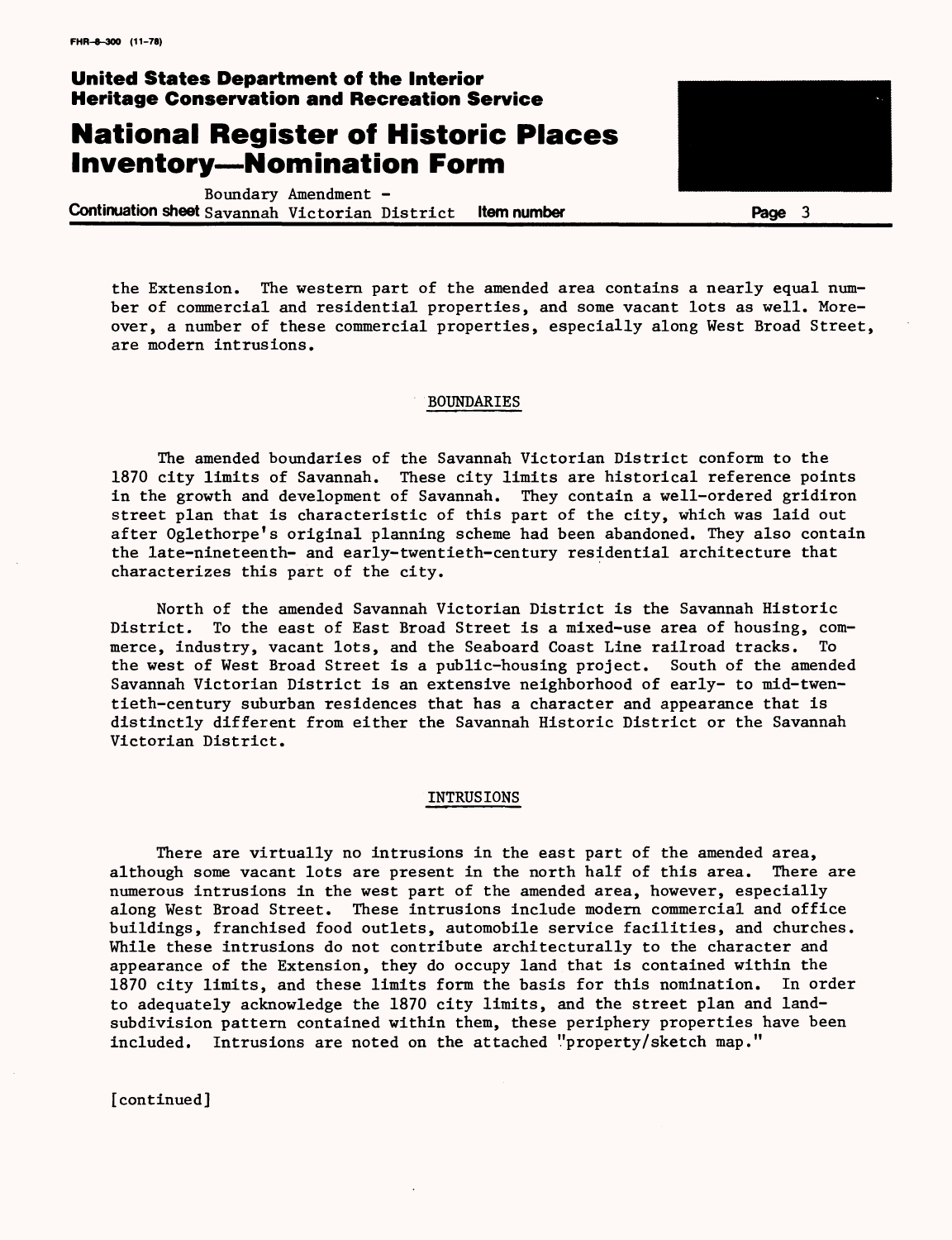the Extension. The western part of the amended area contains a nearly equal number of commercial and residential properties, and some vacant lots as well. Moreover, a number of these commercial properties, especially along West Broad Street, are modern intrusions.

## BOUNDARIES

The amended boundaries of the Savannah Victorian District conform to the 1870 city limits of Savannah. These city limits are historical reference points in the growth and development of Savannah. They contain a well-ordered gridiron street plan that is characteristic of this part of the city, which was laid out after Oglethorpe's original planning scheme had been abandoned. They also contain the late-nineteenth- and early-twentieth-century residential architecture that characterizes this part of the city.

North of the amended Savannah Victorian District is the Savannah Historic District. To the east of East Broad Street is a mixed-use area of housing, commerce, industry, vacant lots, and the Seaboard Coast Line railroad tracks. To the west of West Broad Street is a public-housing project. South of the amended Savannah Victorian District is an extensive neighborhood of early- to mid-twentieth-century suburban residences that has a character and appearance that is distinctly different from either the Savannah Historic District or the Savannah Victorian District.

## INTRUSIONS

There are virtually no intrusions in the east part of the amended area, although some vacant lots are present in the north half of this area. There are numerous intrusions in the west part of the amended area, however, especially along West Broad Street. These intrusions include modern commercial and office buildings, franchised food outlets, automobile service facilities, and churches. While these intrusions do not contribute architecturally to the character and appearance of the Extension, they do occupy land that is contained within the 1870 city limits, and these limits form the basis for this nomination. In order to adequately acknowledge the 1870 city limits, and the street plan and land-subdivision pattern contained within them, these periphery properties have been included. Intrusions are noted on the attached "property/sketch map."

[continued]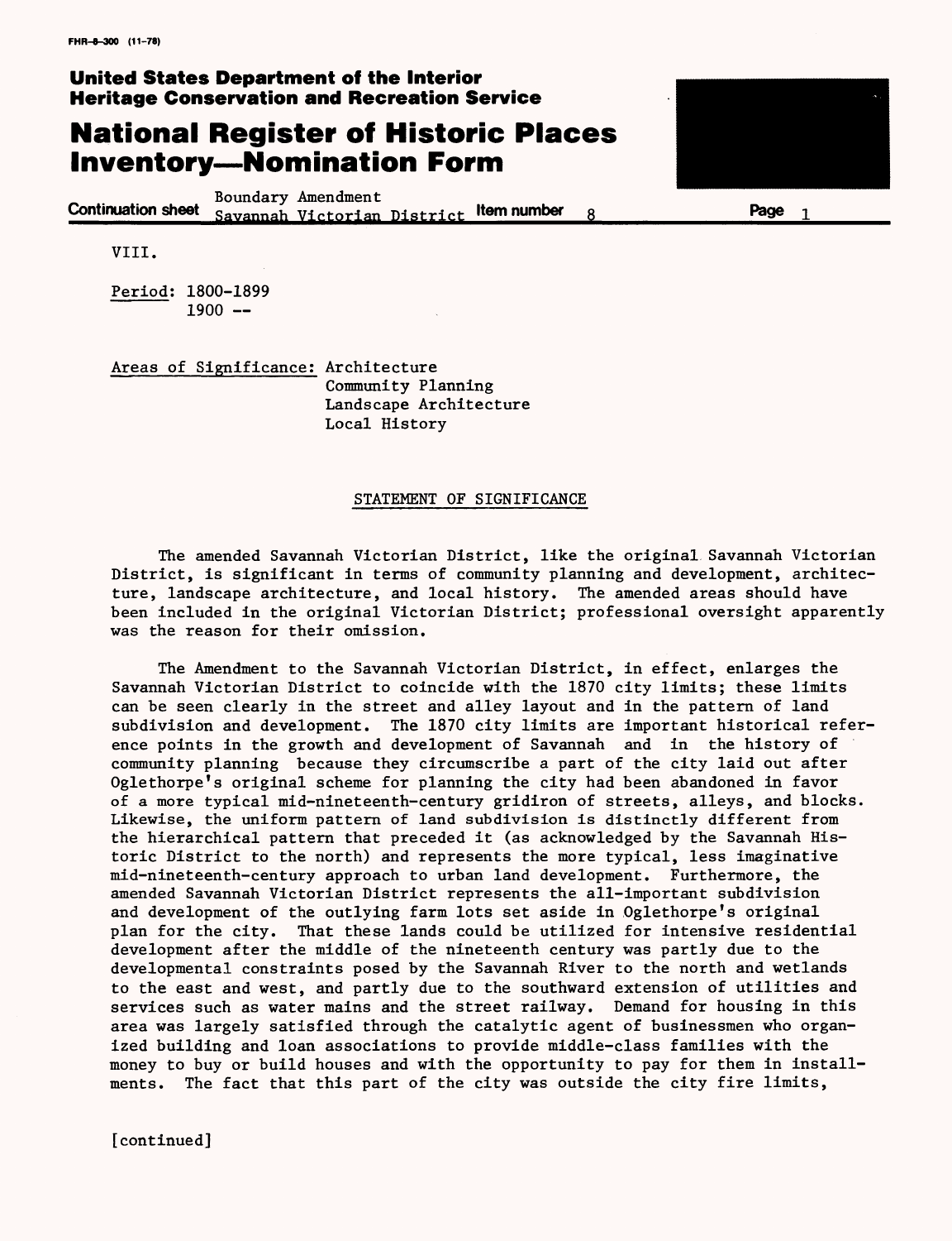VIII.

Period: 1800-1899
        1900 --

Areas of Significance: Architecture
                       Community Planning
                       Landscape Architecture
                       Local History

STATEMENT OF SIGNIFICANCE

The amended Savannah Victorian District, like the original Savannah Victorian District, is significant in terms of community planning and development, architecture, landscape architecture, and local history. The amended areas should have been included in the original Victorian District; professional oversight apparently was the reason for their omission.

The Amendment to the Savannah Victorian District, in effect, enlarges the Savannah Victorian District to coincide with the 1870 city limits; these limits can be seen clearly in the street and alley layout and in the pattern of land subdivision and development. The 1870 city limits are important historical reference points in the growth and development of Savannah and in the history of community planning because they circumscribe a part of the city laid out after Oglethorpe's original scheme for planning the city had been abandoned in favor of a more typical mid-nineteenth-century gridiron of streets, alleys, and blocks. Likewise, the uniform pattern of land subdivision is distinctly different from the hierarchical pattern that preceded it (as acknowledged by the Savannah Historic District to the north) and represents the more typical, less imaginative mid-nineteenth-century approach to urban land development. Furthermore, the amended Savannah Victorian District represents the all-important subdivision and development of the outlying farm lots set aside in Oglethorpe's original plan for the city. That these lands could be utilized for intensive residential development after the middle of the nineteenth century was partly due to the developmental constraints posed by the Savannah River to the north and wetlands to the east and west, and partly due to the southward extension of utilities and services such as water mains and the street railway. Demand for housing in this area was largely satisfied through the catalytic agent of businessmen who organized building and loan associations to provide middle-class families with the money to buy or build houses and with the opportunity to pay for them in installments. The fact that this part of the city was outside the city fire limits,

[continued]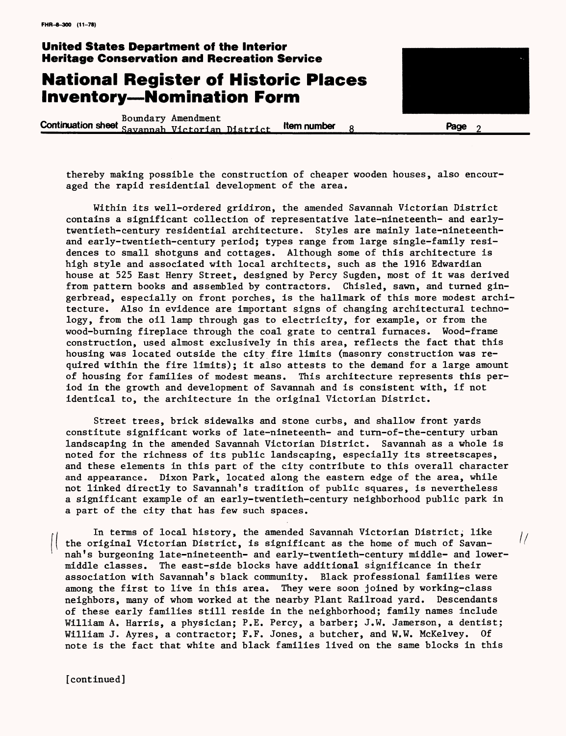thereby making possible the construction of cheaper wooden houses, also encouraged the rapid residential development of the area.

Within its well-ordered gridiron, the amended Savannah Victorian District contains a significant collection of representative late-nineteenth- and early-twentieth-century residential architecture. Styles are mainly late-nineteenth- and early-twentieth-century period; types range from large single-family residences to small shotguns and cottages. Although some of this architecture is high style and associated with local architects, such as the 1916 Edwardian house at 525 East Henry Street, designed by Percy Sugden, most of it was derived from pattern books and assembled by contractors. Chisled, sawn, and turned gingerbread, especially on front porches, is the hallmark of this more modest architecture. Also in evidence are important signs of changing architectural technology, from the oil lamp through gas to electricity, for example, or from the wood-burning fireplace through the coal grate to central furnaces. Wood-frame construction, used almost exclusively in this area, reflects the fact that this housing was located outside the city fire limits (masonry construction was required within the fire limits); it also attests to the demand for a large amount of housing for families of modest means. This architecture represents this period in the growth and development of Savannah and is consistent with, if not identical to, the architecture in the original Victorian District.

Street trees, brick sidewalks and stone curbs, and shallow front yards constitute significant works of late-nineteenth- and turn-of-the-century urban landscaping in the amended Savannah Victorian District. Savannah as a whole is noted for the richness of its public landscaping, especially its streetscapes, and these elements in this part of the city contribute to this overall character and appearance. Dixon Park, located along the eastern edge of the area, while not linked directly to Savannah's tradition of public squares, is nevertheless a significant example of an early-twentieth-century neighborhood public park in a part of the city that has few such spaces.

In terms of local history, the amended Savannah Victorian District, like the original Victorian District, is significant as the home of much of Savannah's burgeoning late-nineteenth- and early-twentieth-century middle- and lower-middle classes. The east-side blocks have additional significance in their association with Savannah's black community. Black professional families were among the first to live in this area. They were soon joined by working-class neighbors, many of whom worked at the nearby Plant Railroad yard. Descendants of these early families still reside in the neighborhood; family names include William A. Harris, a physician; P.E. Percy, a barber; J.W. Jamerson, a dentist; William J. Ayres, a contractor; F.F. Jones, a butcher, and W.W. McKelvey. Of note is the fact that white and black families lived on the same blocks in this

[continued]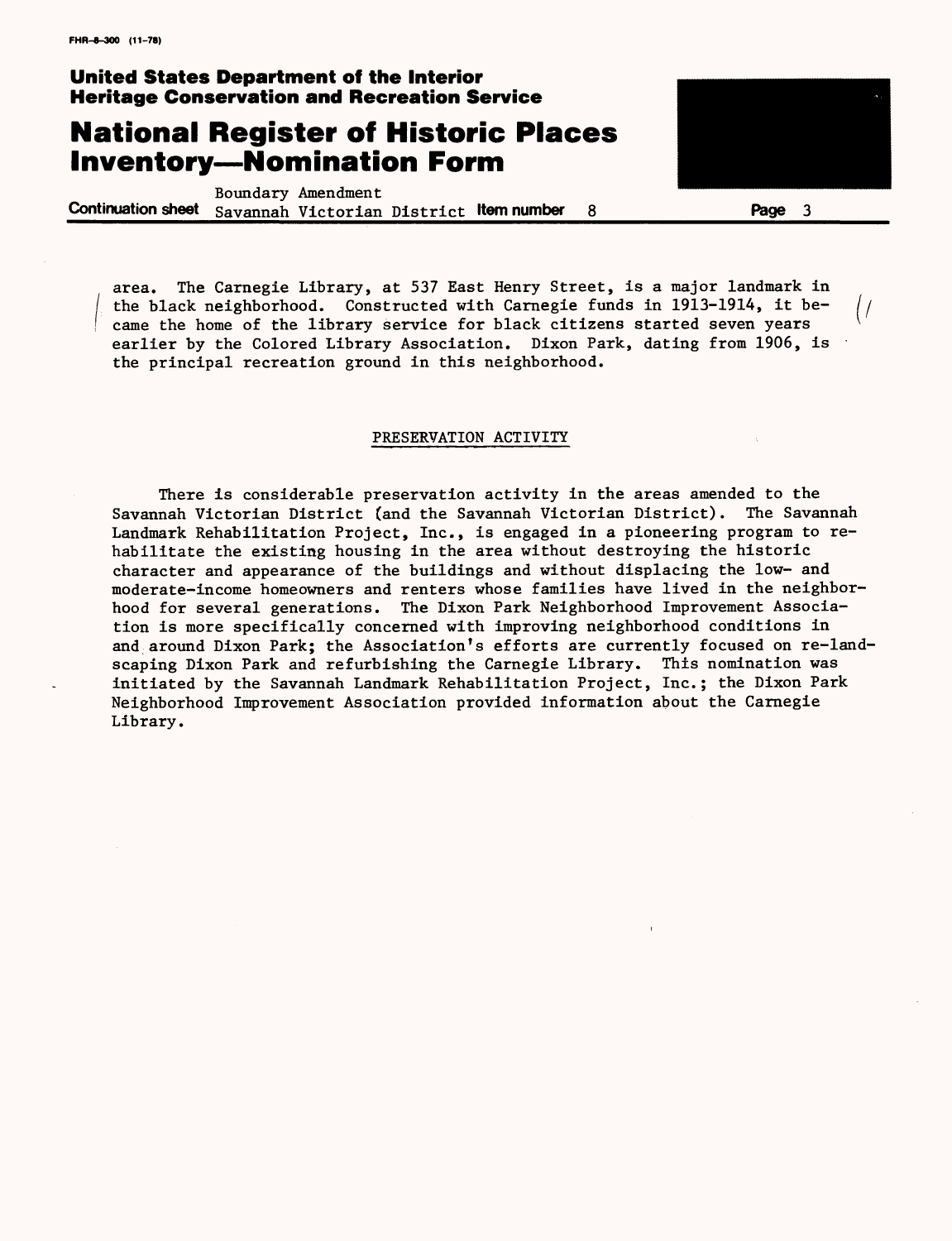area. The Carnegie Library, at 537 East Henry Street, is a major landmark in the black neighborhood. Constructed with Carnegie funds in 1913-1914, it became the home of the library service for black citizens started seven years earlier by the Colored Library Association. Dixon Park, dating from 1906, is the principal recreation ground in this neighborhood.

## PRESERVATION ACTIVITY

There is considerable preservation activity in the areas amended to the Savannah Victorian District (and the Savannah Victorian District). The Savannah Landmark Rehabilitation Project, Inc., is engaged in a pioneering program to rehabilitate the existing housing in the area without destroying the historic character and appearance of the buildings and without displacing the low- and moderate-income homeowners and renters whose families have lived in the neighborhood for several generations. The Dixon Park Neighborhood Improvement Association is more specifically concerned with improving neighborhood conditions in and around Dixon Park; the Association's efforts are currently focused on re-landscaping Dixon Park and refurbishing the Carnegie Library. This nomination was initiated by the Savannah Landmark Rehabilitation Project, Inc.; the Dixon Park Neighborhood Improvement Association provided information about the Carnegie Library.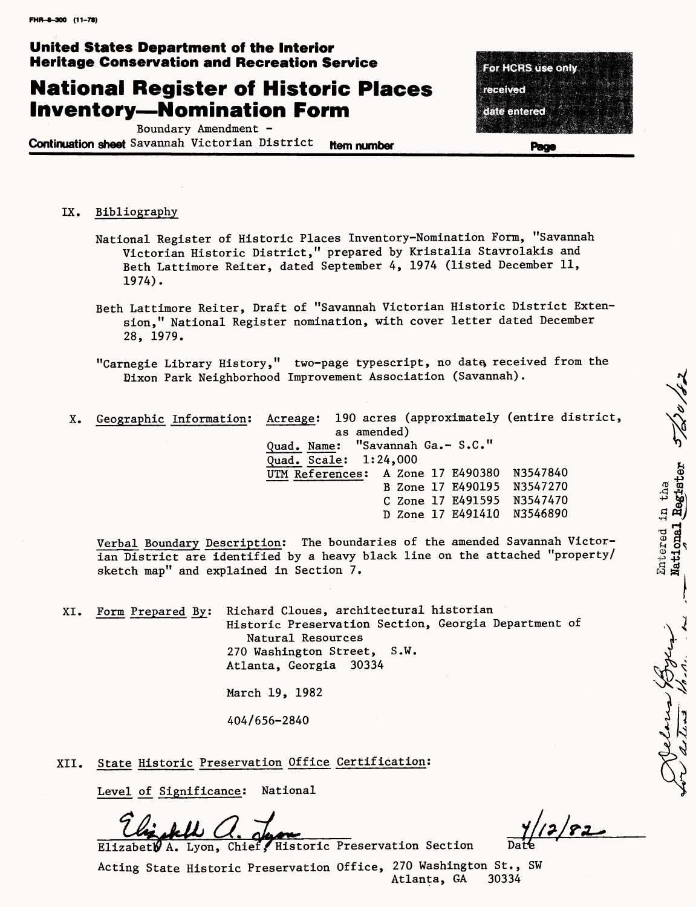FHR-8-300 (11-78)

**United States Department of the Interior**
**Heritage Conservation and Recreation Service**

# National Register of Historic Places Inventory—Nomination Form

For HCRS use only
received
date entered

Boundary Amendment -
**Continuation sheet** Savannah Victorian District **Item number** **Page**

IX. Bibliography

National Register of Historic Places Inventory-Nomination Form, "Savannah Victorian Historic District," prepared by Kristalia Stavrolakis and Beth Lattimore Reiter, dated September 4, 1974 (listed December 11, 1974).

Beth Lattimore Reiter, Draft of "Savannah Victorian Historic District Extension," National Register nomination, with cover letter dated December 28, 1979.

"Carnegie Library History," two-page typescript, no date, received from the Dixon Park Neighborhood Improvement Association (Savannah).

X. Geographic Information: Acreage: 190 acres (approximately (entire district, as amended)
Quad. Name: "Savannah Ga.- S.C."
Quad. Scale: 1:24,000
UTM References:
A Zone 17 E490380 N3547840
B Zone 17 E490195 N3547270
C Zone 17 E491595 N3547470
D Zone 17 E491410 N3546890

Verbal Boundary Description: The boundaries of the amended Savannah Victorian District are identified by a heavy black line on the attached "property/sketch map" and explained in Section 7.

XI. Form Prepared By: Richard Cloues, architectural historian
Historic Preservation Section, Georgia Department of Natural Resources
270 Washington Street, S.W.
Atlanta, Georgia 30334

March 19, 1982

404/656-2840

XII. State Historic Preservation Office Certification:

Level of Significance: National

Elizabeth A. Lyon, Chief, Historic Preservation Section — Date 4/12/82

Acting State Historic Preservation Office, 270 Washington St., SW
Atlanta, GA 30334

Entered in the National Register 5/20/82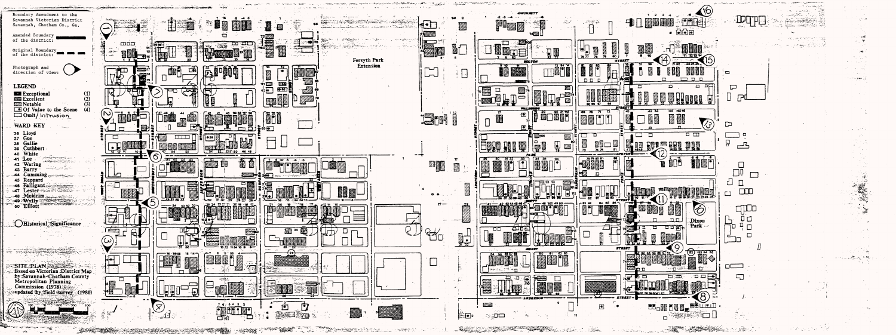Boundary Amendment to the Savannah Victorian District
Savannah, Chatham Co., Ga.

Amended Boundary of the district:

Original Boundary of the district:

Photograph and direction of view:

## LEGEND

- Exceptional (1)
- Excellent (2)
- Notable (3)
- Of Value to the Scene (4)
- Omit/ Intrusion

## WARD KEY

- 36 Lloyd
- 37 Gue
- 38 Gallie
- 39 Cuthbert
- 40 White
- 41 Lee
- 42 Waring
- 43 Barry
- 44 Cumming
- 45 Reppard
- 46 Falligant
- 47 Lester
- 48 Meldrim
- 49 Wylly
- 50 Elliott

Historical Significance

SITE PLAN
Based on Victorian District Map by Savannah-Chatham County Metropolitan Planning Commission (1978) updated by field survey (1980)

Forsyth Park Extension

Dixon Park

GWINNETT

BOLTON

STREET

PARK

HENRY

ANDERSON

WEST BROAD

MONTGOMERY

JEFFERSON

LINCOLN

ABERCORN

PRICE